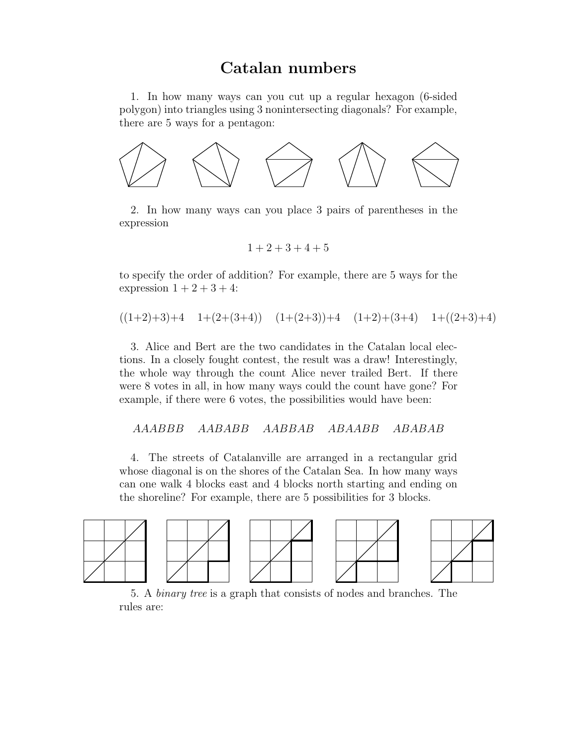# Catalan numbers

1. In how many ways can you cut up a regular hexagon (6-sided polygon) into triangles using 3 nonintersecting diagonals? For example, there are 5 ways for a pentagon:

2. In how many ways can you place 3 pairs of parentheses in the expression

$$1 + 2 + 3 + 4 + 5$$

to specify the order of addition? For example, there are 5 ways for the expression $1 + 2 + 3 + 4$:

$((1{+}2){+}3){+}4 \quad 1{+}(2{+}(3{+}4)) \quad (1{+}(2{+}3)){+}4 \quad (1{+}2){+}(3{+}4) \quad 1{+}((2{+}3){+}4)$

3. Alice and Bert are the two candidates in the Catalan local elections. In a closely fought contest, the result was a draw! Interestingly, the whole way through the count Alice never trailed Bert. If there were 8 votes in all, in how many ways could the count have gone? For example, if there were 6 votes, the possibilities would have been:

$AAABBB \quad AABABB \quad AABBAB \quad ABAABB \quad ABABAB$

4. The streets of Catalanville are arranged in a rectangular grid whose diagonal is on the shores of the Catalan Sea. In how many ways can one walk 4 blocks east and 4 blocks north starting and ending on the shoreline? For example, there are 5 possibilities for 3 blocks.

5. A *binary tree* is a graph that consists of nodes and branches. The rules are: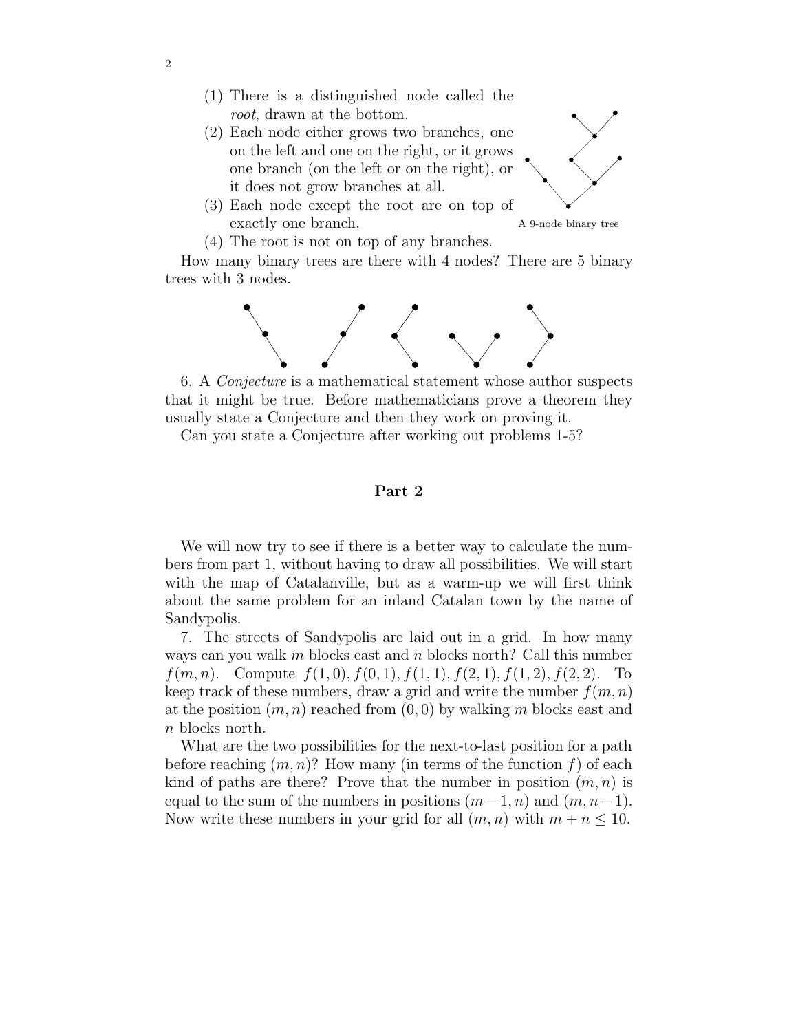(1) There is a distinguished node called the *root*, drawn at the bottom.
(2) Each node either grows two branches, one on the left and one on the right, or it grows one branch (on the left or on the right), or it does not grow branches at all.
(3) Each node except the root are on top of exactly one branch.
(4) The root is not on top of any branches.

A 9-node binary tree

How many binary trees are there with 4 nodes? There are 5 binary trees with 3 nodes.

6. A *Conjecture* is a mathematical statement whose author suspects that it might be true. Before mathematicians prove a theorem they usually state a Conjecture and then they work on proving it.

Can you state a Conjecture after working out problems 1-5?

## Part 2

We will now try to see if there is a better way to calculate the numbers from part 1, without having to draw all possibilities. We will start with the map of Catalanville, but as a warm-up we will first think about the same problem for an inland Catalan town by the name of Sandypolis.

7. The streets of Sandypolis are laid out in a grid. In how many ways can you walk $m$ blocks east and $n$ blocks north? Call this number $f(m,n)$. Compute $f(1,0), f(0,1), f(1,1), f(2,1), f(1,2), f(2,2)$. To keep track of these numbers, draw a grid and write the number $f(m,n)$ at the position $(m,n)$ reached from $(0,0)$ by walking $m$ blocks east and $n$ blocks north.

What are the two possibilities for the next-to-last position for a path before reaching $(m,n)$? How many (in terms of the function $f$) of each kind of paths are there? Prove that the number in position $(m,n)$ is equal to the sum of the numbers in positions $(m-1,n)$ and $(m,n-1)$. Now write these numbers in your grid for all $(m,n)$ with $m+n \leq 10$.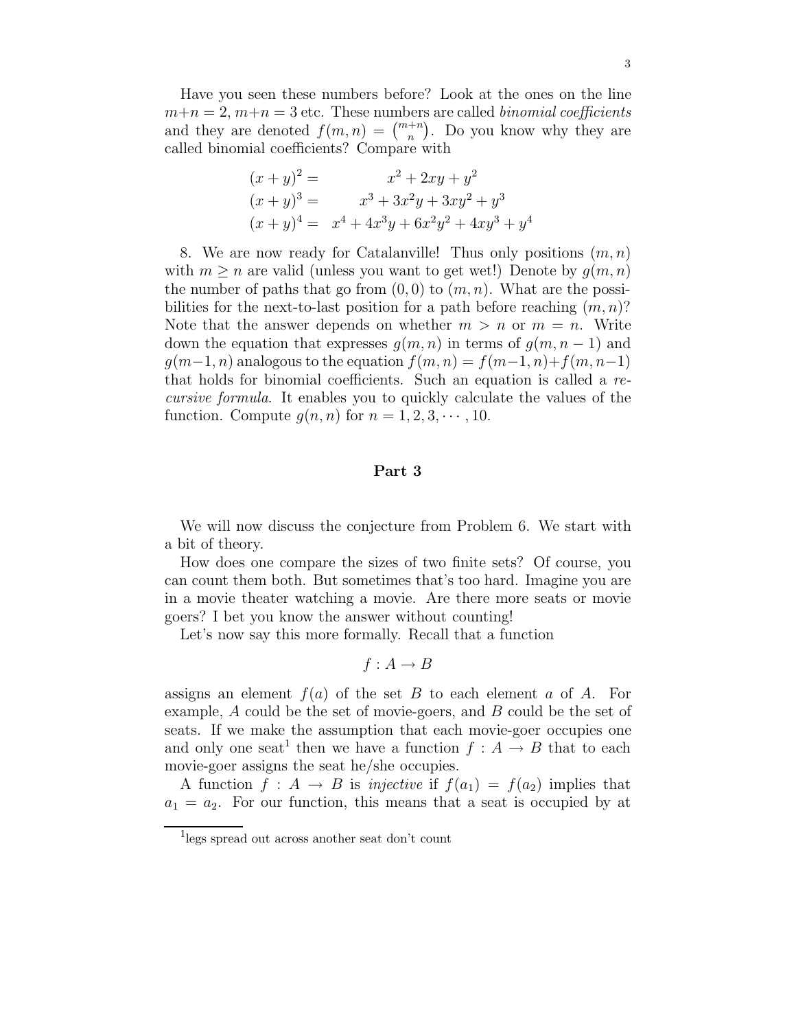Have you seen these numbers before? Look at the ones on the line $m+n=2$, $m+n=3$ etc. These numbers are called *binomial coefficients* and they are denoted $f(m,n) = \binom{m+n}{n}$. Do you know why they are called binomial coefficients? Compare with

$$
\begin{aligned}
(x+y)^2 &= x^2 + 2xy + y^2 \\
(x+y)^3 &= x^3 + 3x^2y + 3xy^2 + y^3 \\
(x+y)^4 &= x^4 + 4x^3y + 6x^2y^2 + 4xy^3 + y^4
\end{aligned}
$$

8. We are now ready for Catalanville! Thus only positions $(m,n)$ with $m \geq n$ are valid (unless you want to get wet!) Denote by $g(m,n)$ the number of paths that go from $(0,0)$ to $(m,n)$. What are the possibilities for the next-to-last position for a path before reaching $(m,n)$? Note that the answer depends on whether $m > n$ or $m = n$. Write down the equation that expresses $g(m,n)$ in terms of $g(m,n-1)$ and $g(m-1,n)$ analogous to the equation $f(m,n) = f(m-1,n) + f(m,n-1)$ that holds for binomial coefficients. Such an equation is called a *recursive formula*. It enables you to quickly calculate the values of the function. Compute $g(n,n)$ for $n = 1, 2, 3, \cdots, 10$.

## Part 3

We will now discuss the conjecture from Problem 6. We start with a bit of theory.

How does one compare the sizes of two finite sets? Of course, you can count them both. But sometimes that's too hard. Imagine you are in a movie theater watching a movie. Are there more seats or movie goers? I bet you know the answer without counting!

Let's now say this more formally. Recall that a function

$$f : A \to B$$

assigns an element $f(a)$ of the set $B$ to each element $a$ of $A$. For example, $A$ could be the set of movie-goers, and $B$ could be the set of seats. If we make the assumption that each movie-goer occupies one and only one seat[1] then we have a function $f : A \to B$ that to each movie-goer assigns the seat he/she occupies.

A function $f : A \to B$ is *injective* if $f(a_1) = f(a_2)$ implies that $a_1 = a_2$. For our function, this means that a seat is occupied by at

[1] legs spread out across another seat don't count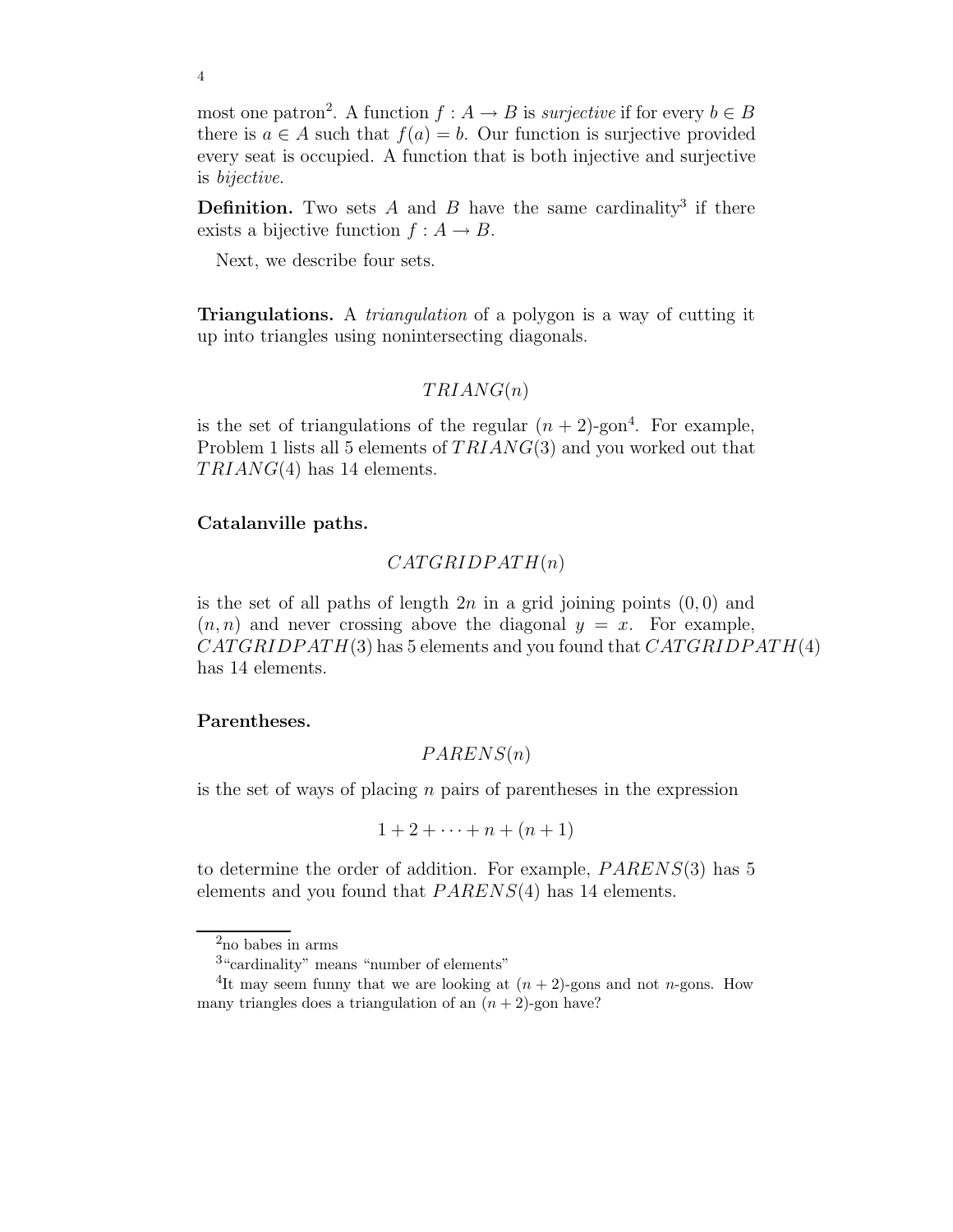most one patron[2]. A function $f : A \to B$ is *surjective* if for every $b \in B$ there is $a \in A$ such that $f(a) = b$. Our function is surjective provided every seat is occupied. A function that is both injective and surjective is *bijective*.

**Definition.** Two sets $A$ and $B$ have the same cardinality[3] if there exists a bijective function $f : A \to B$.

Next, we describe four sets.

**Triangulations.** A *triangulation* of a polygon is a way of cutting it up into triangles using nonintersecting diagonals.

$$TRIANG(n)$$

is the set of triangulations of the regular $(n+2)$-gon[4]. For example, Problem 1 lists all 5 elements of $TRIANG(3)$ and you worked out that $TRIANG(4)$ has 14 elements.

**Catalanville paths.**

$$CATGRIDPATH(n)$$

is the set of all paths of length $2n$ in a grid joining points $(0,0)$ and $(n,n)$ and never crossing above the diagonal $y = x$. For example, $CATGRIDPATH(3)$ has 5 elements and you found that $CATGRIDPATH(4)$ has 14 elements.

**Parentheses.**

$$PARENS(n)$$

is the set of ways of placing $n$ pairs of parentheses in the expression

$$1 + 2 + \cdots + n + (n+1)$$

to determine the order of addition. For example, $PARENS(3)$ has 5 elements and you found that $PARENS(4)$ has 14 elements.

---

[2] no babes in arms

[3] "cardinality" means "number of elements"

[4] It may seem funny that we are looking at $(n+2)$-gons and not $n$-gons. How many triangles does a triangulation of an $(n+2)$-gon have?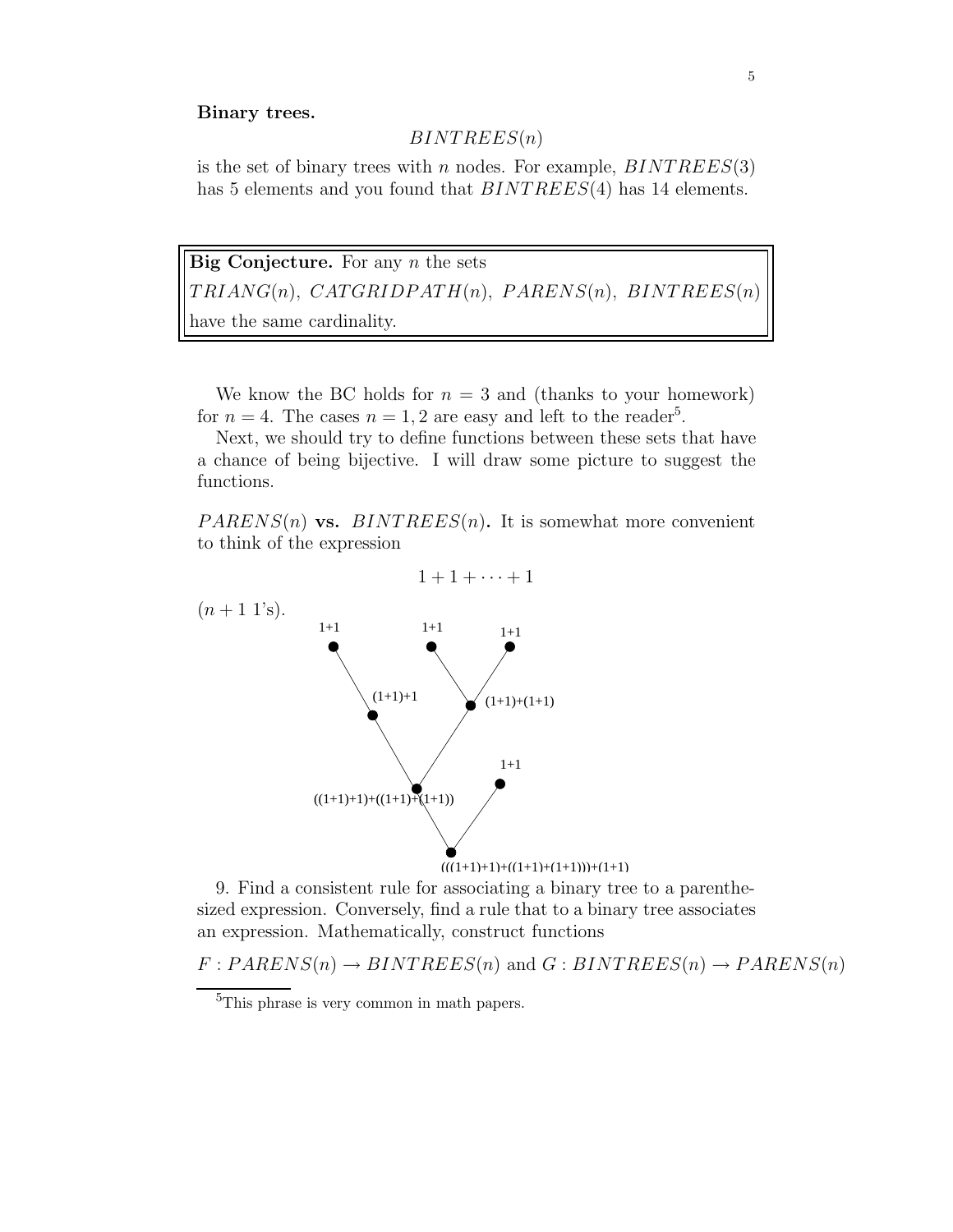**Binary trees.**

$$BINTREES(n)$$

is the set of binary trees with $n$ nodes. For example, $BINTREES(3)$ has 5 elements and you found that $BINTREES(4)$ has 14 elements.

> **Big Conjecture.** For any $n$ the sets
> $TRIANG(n)$, $CATGRIDPATH(n)$, $PARENS(n)$, $BINTREES(n)$
> have the same cardinality.

We know the BC holds for $n = 3$ and (thanks to your homework) for $n = 4$. The cases $n = 1, 2$ are easy and left to the reader[5].

Next, we should try to define functions between these sets that have a chance of being bijective. I will draw some picture to suggest the functions.

$PARENS(n)$ **vs.** $BINTREES(n)$**.** It is somewhat more convenient to think of the expression

$$1 + 1 + \cdots + 1$$

($n + 1$ 1's).

1+1

1+1

1+1

(1+1)+1

(1+1)+(1+1)

1+1

((1+1)+1)+((1+1)+(1+1))

(((1+1)+1)+((1+1)+(1+1)))+(1+1)

9. Find a consistent rule for associating a binary tree to a parenthesized expression. Conversely, find a rule that to a binary tree associates an expression. Mathematically, construct functions

$F : PARENS(n) \to BINTREES(n)$ and $G : BINTREES(n) \to PARENS(n)$

[5] This phrase is very common in math papers.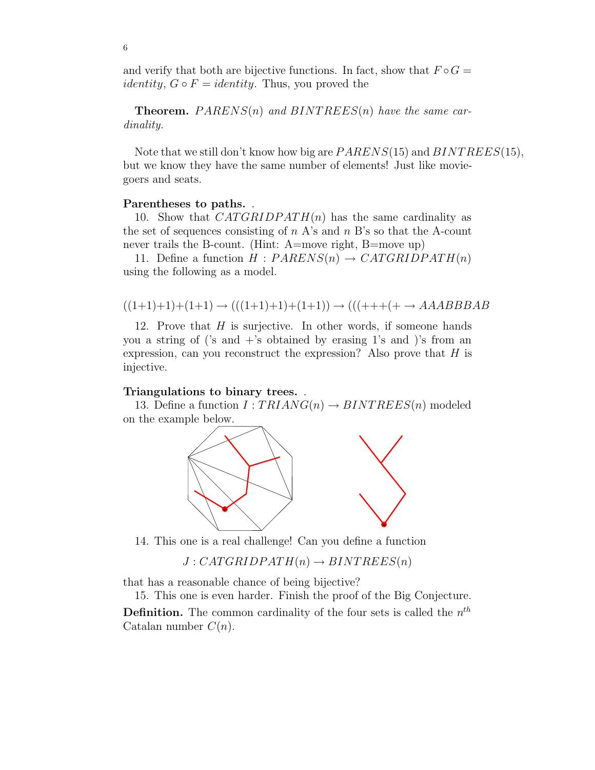and verify that both are bijective functions. In fact, show that $F \circ G = identity$, $G \circ F = identity$. Thus, you proved the

**Theorem.** *$PARENS(n)$ and $BINTREES(n)$ have the same cardinality.*

Note that we still don't know how big are $PARENS(15)$ and $BINTREES(15)$, but we know they have the same number of elements! Just like moviegoers and seats.

**Parentheses to paths.** .

10. Show that $CATGRIDPATH(n)$ has the same cardinality as the set of sequences consisting of $n$ A's and $n$ B's so that the A-count never trails the B-count. (Hint: A=move right, B=move up)

11. Define a function $H : PARENS(n) \to CATGRIDPATH(n)$ using the following as a model.

$$((1{+}1){+}1){+}(1{+}1) \to (((1{+}1){+}1){+}(1{+}1)) \to (((+{+}{+}(+ \to AAABBBAB$$

12. Prove that $H$ is surjective. In other words, if someone hands you a string of ('s and +'s obtained by erasing 1's and )'s from an expression, can you reconstruct the expression? Also prove that $H$ is injective.

**Triangulations to binary trees.** .

13. Define a function $I : TRIANG(n) \to BINTREES(n)$ modeled on the example below.

14. This one is a real challenge! Can you define a function

$$J : CATGRIDPATH(n) \to BINTREES(n)$$

that has a reasonable chance of being bijective?

15. This one is even harder. Finish the proof of the Big Conjecture.

**Definition.** The common cardinality of the four sets is called the $n^{th}$ Catalan number $C(n)$.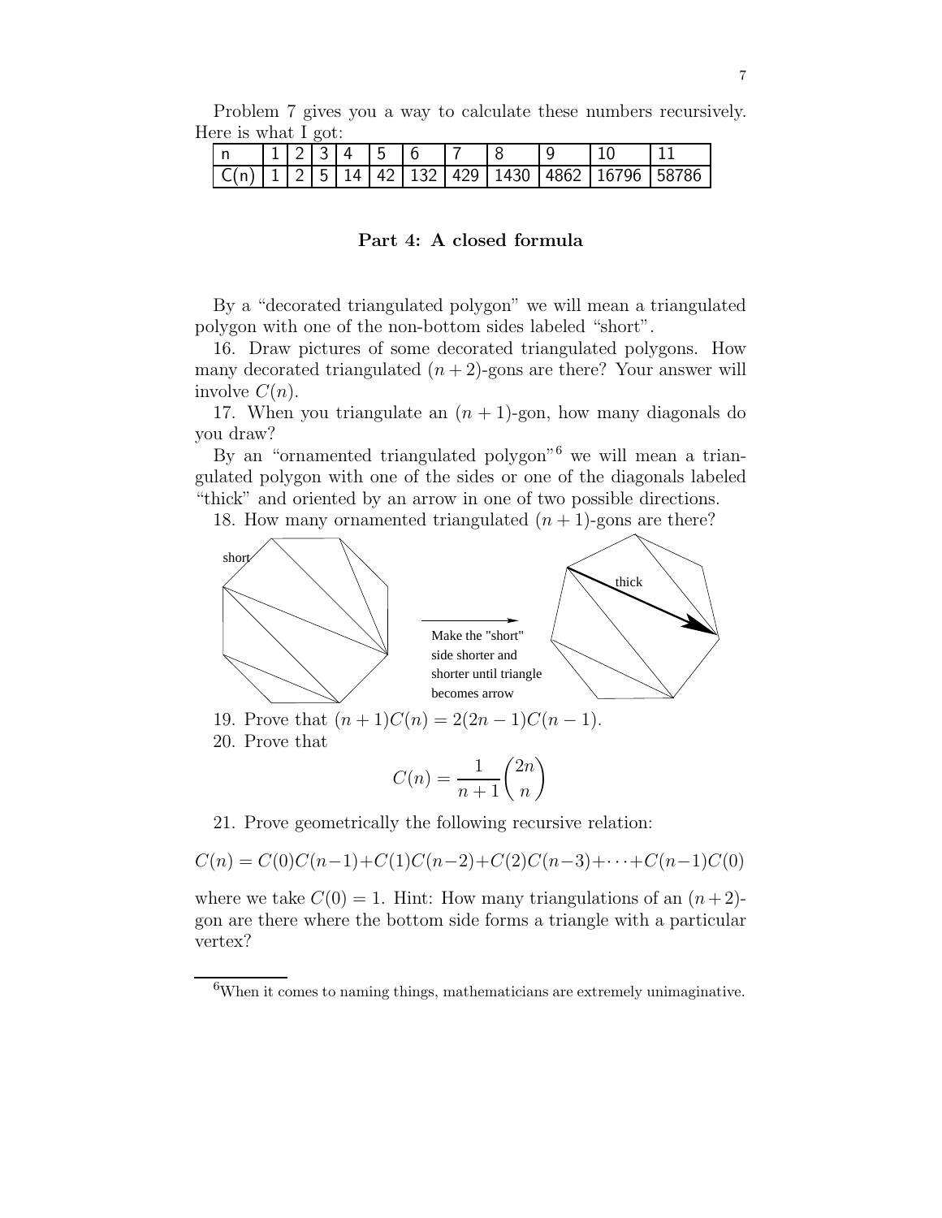Problem 7 gives you a way to calculate these numbers recursively. Here is what I got:

| n | 1 | 2 | 3 | 4 | 5 | 6 | 7 | 8 | 9 | 10 | 11 |
|---|---|---|---|---|---|---|---|---|---|---|---|
| C(n) | 1 | 2 | 5 | 14 | 42 | 132 | 429 | 1430 | 4862 | 16796 | 58786 |

### Part 4: A closed formula

By a "decorated triangulated polygon" we will mean a triangulated polygon with one of the non-bottom sides labeled "short".

16. Draw pictures of some decorated triangulated polygons. How many decorated triangulated $(n+2)$-gons are there? Your answer will involve $C(n)$.

17. When you triangulate an $(n+1)$-gon, how many diagonals do you draw?

By an "ornamented triangulated polygon"[6] we will mean a triangulated polygon with one of the sides or one of the diagonals labeled "thick" and oriented by an arrow in one of two possible directions.

18. How many ornamented triangulated $(n+1)$-gons are there?

short

Make the "short" side shorter and shorter until triangle becomes arrow

thick

19. Prove that $(n+1)C(n) = 2(2n-1)C(n-1)$.

20. Prove that

$$C(n) = \frac{1}{n+1}\binom{2n}{n}$$

21. Prove geometrically the following recursive relation:

$$C(n) = C(0)C(n-1)+C(1)C(n-2)+C(2)C(n-3)+\cdots+C(n-1)C(0)$$

where we take $C(0) = 1$. Hint: How many triangulations of an $(n+2)$-gon are there where the bottom side forms a triangle with a particular vertex?

[6] When it comes to naming things, mathematicians are extremely unimaginative.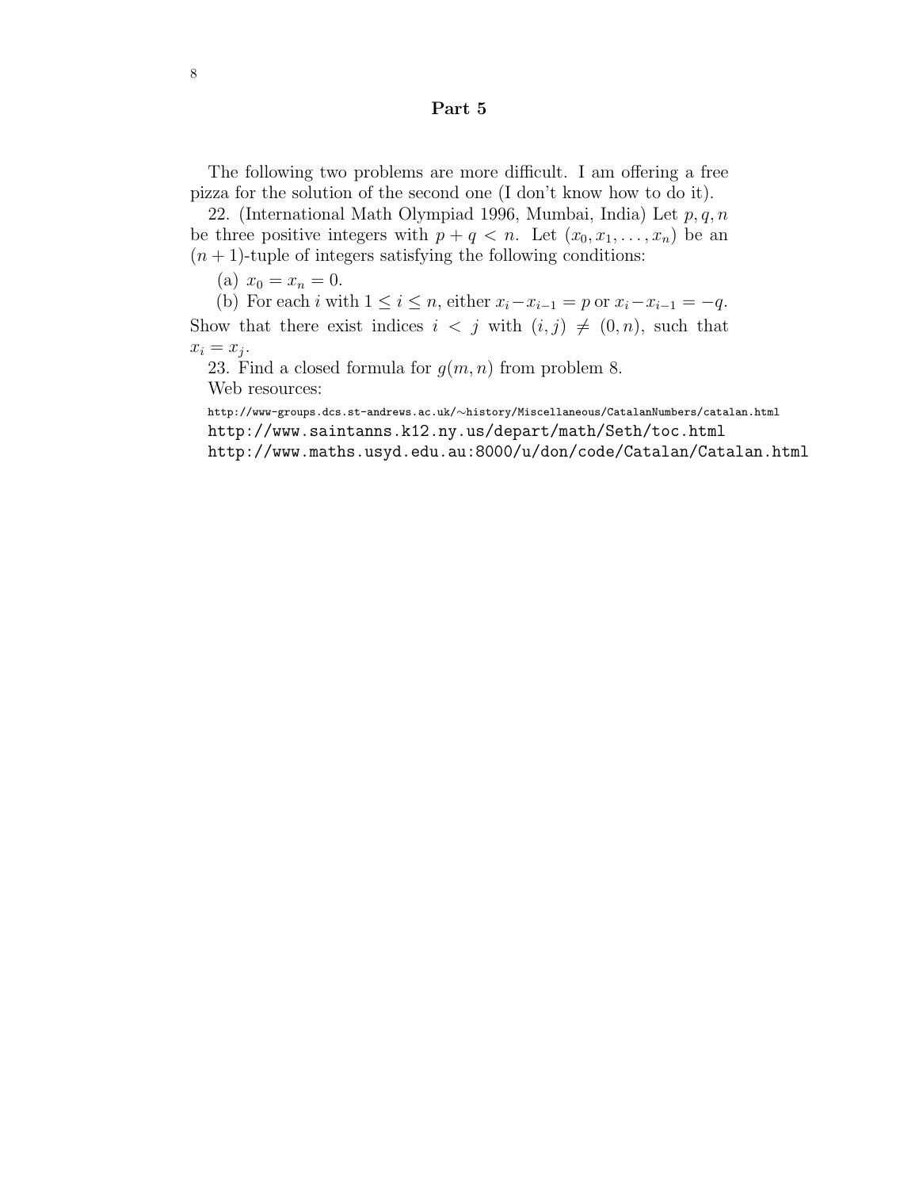## Part 5

The following two problems are more difficult. I am offering a free pizza for the solution of the second one (I don't know how to do it).

22. (International Math Olympiad 1996, Mumbai, India) Let $p, q, n$ be three positive integers with $p + q < n$. Let $(x_0, x_1, \ldots, x_n)$ be an $(n+1)$-tuple of integers satisfying the following conditions:

(a) $x_0 = x_n = 0$.

(b) For each $i$ with $1 \leq i \leq n$, either $x_i - x_{i-1} = p$ or $x_i - x_{i-1} = -q$.

Show that there exist indices $i < j$ with $(i, j) \neq (0, n)$, such that $x_i = x_j$.

23. Find a closed formula for $g(m, n)$ from problem 8.

Web resources:

http://www-groups.dcs.st-andrews.ac.uk/∼history/Miscellaneous/CatalanNumbers/catalan.html

http://www.saintanns.k12.ny.us/depart/math/Seth/toc.html

http://www.maths.usyd.edu.au:8000/u/don/code/Catalan/Catalan.html